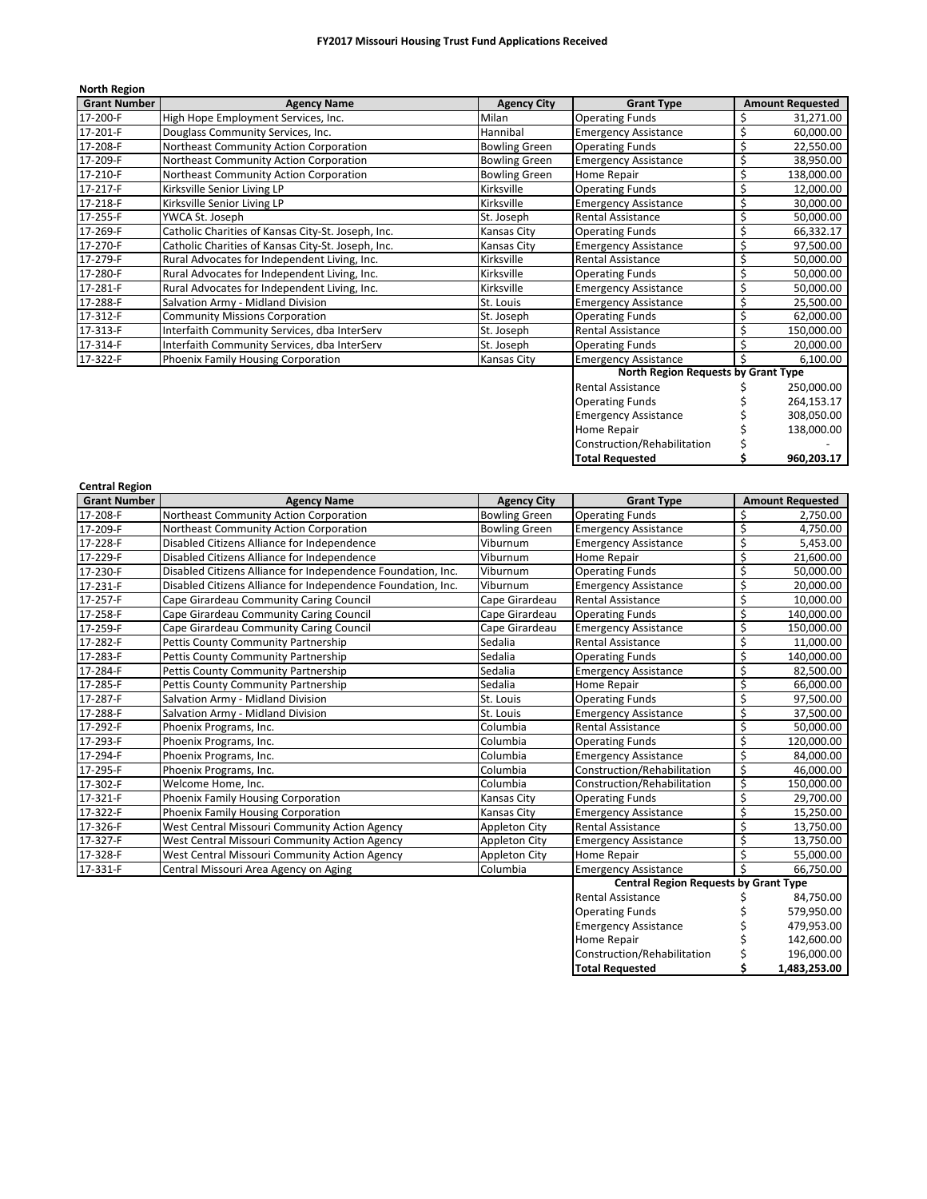# FY2017 Missouri Housing Trust Fund Applications Received

### North Region

| Grant Number | Agency Name | Agency City | Grant Type | Amount Requested |
|---|---|---|---|---|
| 17-200-F | High Hope Employment Services, Inc. | Milan | Operating Funds | $ 31,271.00 |
| 17-201-F | Douglass Community Services, Inc. | Hannibal | Emergency Assistance | $ 60,000.00 |
| 17-208-F | Northeast Community Action Corporation | Bowling Green | Operating Funds | $ 22,550.00 |
| 17-209-F | Northeast Community Action Corporation | Bowling Green | Emergency Assistance | $ 38,950.00 |
| 17-210-F | Northeast Community Action Corporation | Bowling Green | Home Repair | $ 138,000.00 |
| 17-217-F | Kirksville Senior Living LP | Kirksville | Operating Funds | $ 12,000.00 |
| 17-218-F | Kirksville Senior Living LP | Kirksville | Emergency Assistance | $ 30,000.00 |
| 17-255-F | YWCA St. Joseph | St. Joseph | Rental Assistance | $ 50,000.00 |
| 17-269-F | Catholic Charities of Kansas City-St. Joseph, Inc. | Kansas City | Operating Funds | $ 66,332.17 |
| 17-270-F | Catholic Charities of Kansas City-St. Joseph, Inc. | Kansas City | Emergency Assistance | $ 97,500.00 |
| 17-279-F | Rural Advocates for Independent Living, Inc. | Kirksville | Rental Assistance | $ 50,000.00 |
| 17-280-F | Rural Advocates for Independent Living, Inc. | Kirksville | Operating Funds | $ 50,000.00 |
| 17-281-F | Rural Advocates for Independent Living, Inc. | Kirksville | Emergency Assistance | $ 50,000.00 |
| 17-288-F | Salvation Army - Midland Division | St. Louis | Emergency Assistance | $ 25,500.00 |
| 17-312-F | Community Missions Corporation | St. Joseph | Operating Funds | $ 62,000.00 |
| 17-313-F | Interfaith Community Services, dba InterServ | St. Joseph | Rental Assistance | $ 150,000.00 |
| 17-314-F | Interfaith Community Services, dba InterServ | St. Joseph | Operating Funds | $ 20,000.00 |
| 17-322-F | Phoenix Family Housing Corporation | Kansas City | Emergency Assistance | $ 6,100.00 |

| North Region Requests by Grant Type | |
|---|---|
| Rental Assistance | $ 250,000.00 |
| Operating Funds | $ 264,153.17 |
| Emergency Assistance | $ 308,050.00 |
| Home Repair | $ 138,000.00 |
| Construction/Rehabilitation | $ - |
| **Total Requested** | **$ 960,203.17** |

### Central Region

| Grant Number | Agency Name | Agency City | Grant Type | Amount Requested |
|---|---|---|---|---|
| 17-208-F | Northeast Community Action Corporation | Bowling Green | Operating Funds | $ 2,750.00 |
| 17-209-F | Northeast Community Action Corporation | Bowling Green | Emergency Assistance | $ 4,750.00 |
| 17-228-F | Disabled Citizens Alliance for Independence | Viburnum | Emergency Assistance | $ 5,453.00 |
| 17-229-F | Disabled Citizens Alliance for Independence | Viburnum | Home Repair | $ 21,600.00 |
| 17-230-F | Disabled Citizens Alliance for Independence Foundation, Inc. | Viburnum | Operating Funds | $ 50,000.00 |
| 17-231-F | Disabled Citizens Alliance for Independence Foundation, Inc. | Viburnum | Emergency Assistance | $ 20,000.00 |
| 17-257-F | Cape Girardeau Community Caring Council | Cape Girardeau | Rental Assistance | $ 10,000.00 |
| 17-258-F | Cape Girardeau Community Caring Council | Cape Girardeau | Operating Funds | $ 140,000.00 |
| 17-259-F | Cape Girardeau Community Caring Council | Cape Girardeau | Emergency Assistance | $ 150,000.00 |
| 17-282-F | Pettis County Community Partnership | Sedalia | Rental Assistance | $ 11,000.00 |
| 17-283-F | Pettis County Community Partnership | Sedalia | Operating Funds | $ 140,000.00 |
| 17-284-F | Pettis County Community Partnership | Sedalia | Emergency Assistance | $ 82,500.00 |
| 17-285-F | Pettis County Community Partnership | Sedalia | Home Repair | $ 66,000.00 |
| 17-287-F | Salvation Army - Midland Division | St. Louis | Operating Funds | $ 97,500.00 |
| 17-288-F | Salvation Army - Midland Division | St. Louis | Emergency Assistance | $ 37,500.00 |
| 17-292-F | Phoenix Programs, Inc. | Columbia | Rental Assistance | $ 50,000.00 |
| 17-293-F | Phoenix Programs, Inc. | Columbia | Operating Funds | $ 120,000.00 |
| 17-294-F | Phoenix Programs, Inc. | Columbia | Emergency Assistance | $ 84,000.00 |
| 17-295-F | Phoenix Programs, Inc. | Columbia | Construction/Rehabilitation | $ 46,000.00 |
| 17-302-F | Welcome Home, Inc. | Columbia | Construction/Rehabilitation | $ 150,000.00 |
| 17-321-F | Phoenix Family Housing Corporation | Kansas City | Operating Funds | $ 29,700.00 |
| 17-322-F | Phoenix Family Housing Corporation | Kansas City | Emergency Assistance | $ 15,250.00 |
| 17-326-F | West Central Missouri Community Action Agency | Appleton City | Rental Assistance | $ 13,750.00 |
| 17-327-F | West Central Missouri Community Action Agency | Appleton City | Emergency Assistance | $ 13,750.00 |
| 17-328-F | West Central Missouri Community Action Agency | Appleton City | Home Repair | $ 55,000.00 |
| 17-331-F | Central Missouri Area Agency on Aging | Columbia | Emergency Assistance | $ 66,750.00 |

| Central Region Requests by Grant Type | |
|---|---|
| Rental Assistance | $ 84,750.00 |
| Operating Funds | $ 579,950.00 |
| Emergency Assistance | $ 479,953.00 |
| Home Repair | $ 142,600.00 |
| Construction/Rehabilitation | $ 196,000.00 |
| **Total Requested** | **$ 1,483,253.00** |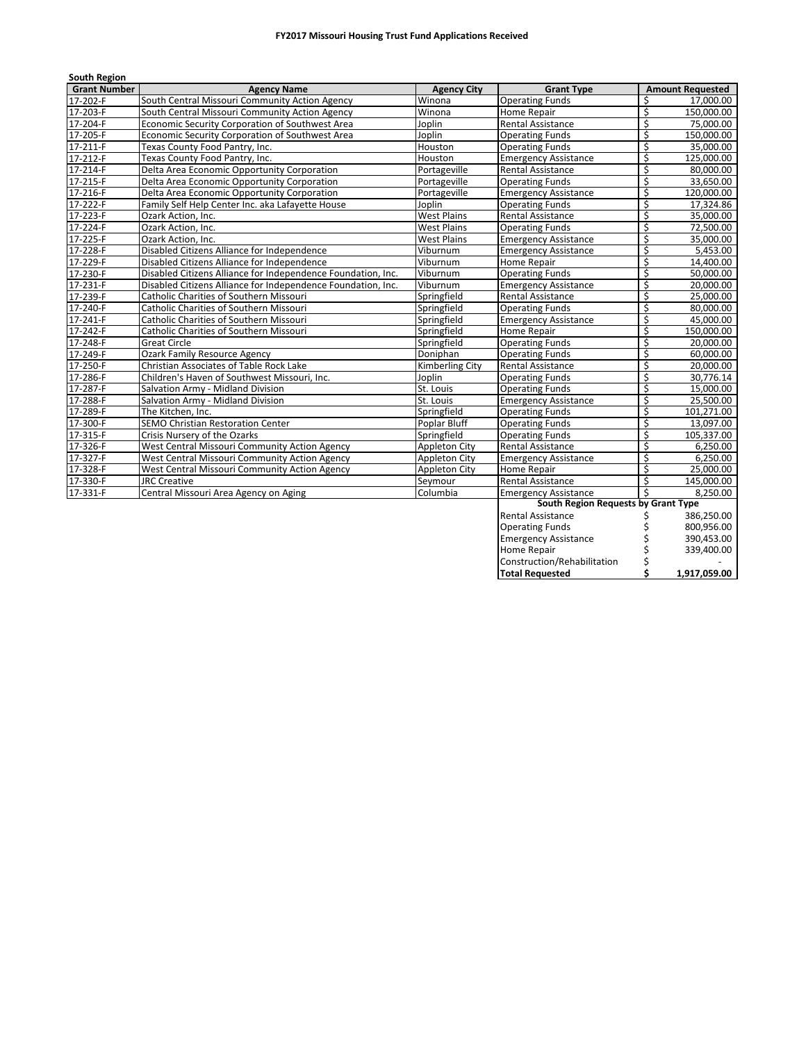**FY2017 Missouri Housing Trust Fund Applications Received**

**South Region**

| Grant Number | Agency Name | Agency City | Grant Type | Amount Requested |
|---|---|---|---|---|
| 17-202-F | South Central Missouri Community Action Agency | Winona | Operating Funds | $ 17,000.00 |
| 17-203-F | South Central Missouri Community Action Agency | Winona | Home Repair | $ 150,000.00 |
| 17-204-F | Economic Security Corporation of Southwest Area | Joplin | Rental Assistance | $ 75,000.00 |
| 17-205-F | Economic Security Corporation of Southwest Area | Joplin | Operating Funds | $ 150,000.00 |
| 17-211-F | Texas County Food Pantry, Inc. | Houston | Operating Funds | $ 35,000.00 |
| 17-212-F | Texas County Food Pantry, Inc. | Houston | Emergency Assistance | $ 125,000.00 |
| 17-214-F | Delta Area Economic Opportunity Corporation | Portageville | Rental Assistance | $ 80,000.00 |
| 17-215-F | Delta Area Economic Opportunity Corporation | Portageville | Operating Funds | $ 33,650.00 |
| 17-216-F | Delta Area Economic Opportunity Corporation | Portageville | Emergency Assistance | $ 120,000.00 |
| 17-222-F | Family Self Help Center Inc. aka Lafayette House | Joplin | Operating Funds | $ 17,324.86 |
| 17-223-F | Ozark Action, Inc. | West Plains | Rental Assistance | $ 35,000.00 |
| 17-224-F | Ozark Action, Inc. | West Plains | Operating Funds | $ 72,500.00 |
| 17-225-F | Ozark Action, Inc. | West Plains | Emergency Assistance | $ 35,000.00 |
| 17-228-F | Disabled Citizens Alliance for Independence | Viburnum | Emergency Assistance | $ 5,453.00 |
| 17-229-F | Disabled Citizens Alliance for Independence | Viburnum | Home Repair | $ 14,400.00 |
| 17-230-F | Disabled Citizens Alliance for Independence Foundation, Inc. | Viburnum | Operating Funds | $ 50,000.00 |
| 17-231-F | Disabled Citizens Alliance for Independence Foundation, Inc. | Viburnum | Emergency Assistance | $ 20,000.00 |
| 17-239-F | Catholic Charities of Southern Missouri | Springfield | Rental Assistance | $ 25,000.00 |
| 17-240-F | Catholic Charities of Southern Missouri | Springfield | Operating Funds | $ 80,000.00 |
| 17-241-F | Catholic Charities of Southern Missouri | Springfield | Emergency Assistance | $ 45,000.00 |
| 17-242-F | Catholic Charities of Southern Missouri | Springfield | Home Repair | $ 150,000.00 |
| 17-248-F | Great Circle | Springfield | Operating Funds | $ 20,000.00 |
| 17-249-F | Ozark Family Resource Agency | Doniphan | Operating Funds | $ 60,000.00 |
| 17-250-F | Christian Associates of Table Rock Lake | Kimberling City | Rental Assistance | $ 20,000.00 |
| 17-286-F | Children's Haven of Southwest Missouri, Inc. | Joplin | Operating Funds | $ 30,776.14 |
| 17-287-F | Salvation Army - Midland Division | St. Louis | Operating Funds | $ 15,000.00 |
| 17-288-F | Salvation Army - Midland Division | St. Louis | Emergency Assistance | $ 25,500.00 |
| 17-289-F | The Kitchen, Inc. | Springfield | Operating Funds | $ 101,271.00 |
| 17-300-F | SEMO Christian Restoration Center | Poplar Bluff | Operating Funds | $ 13,097.00 |
| 17-315-F | Crisis Nursery of the Ozarks | Springfield | Operating Funds | $ 105,337.00 |
| 17-326-F | West Central Missouri Community Action Agency | Appleton City | Rental Assistance | $ 6,250.00 |
| 17-327-F | West Central Missouri Community Action Agency | Appleton City | Emergency Assistance | $ 6,250.00 |
| 17-328-F | West Central Missouri Community Action Agency | Appleton City | Home Repair | $ 25,000.00 |
| 17-330-F | JRC Creative | Seymour | Rental Assistance | $ 145,000.00 |
| 17-331-F | Central Missouri Area Agency on Aging | Columbia | Emergency Assistance | $ 8,250.00 |

**South Region Requests by Grant Type**

| Grant Type | Amount |
|---|---|
| Rental Assistance | $ 386,250.00 |
| Operating Funds | $ 800,956.00 |
| Emergency Assistance | $ 390,453.00 |
| Home Repair | $ 339,400.00 |
| Construction/Rehabilitation | $ - |
| **Total Requested** | **$ 1,917,059.00** |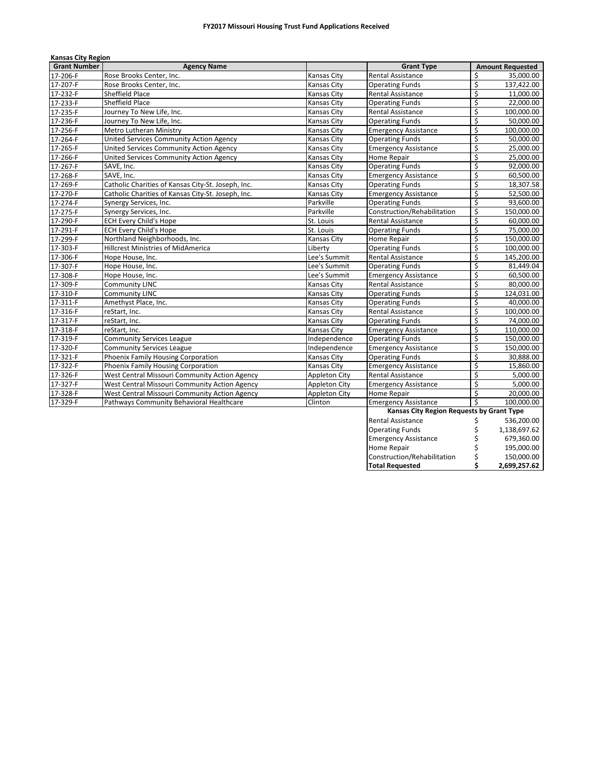**FY2017 Missouri Housing Trust Fund Applications Received**

**Kansas City Region**

| Grant Number | Agency Name | | Grant Type | Amount Requested |
|---|---|---|---|---|
| 17-206-F | Rose Brooks Center, Inc. | Kansas City | Rental Assistance | $ 35,000.00 |
| 17-207-F | Rose Brooks Center, Inc. | Kansas City | Operating Funds | $ 137,422.00 |
| 17-232-F | Sheffield Place | Kansas City | Rental Assistance | $ 11,000.00 |
| 17-233-F | Sheffield Place | Kansas City | Operating Funds | $ 22,000.00 |
| 17-235-F | Journey To New Life, Inc. | Kansas City | Rental Assistance | $ 100,000.00 |
| 17-236-F | Journey To New Life, Inc. | Kansas City | Operating Funds | $ 50,000.00 |
| 17-256-F | Metro Lutheran Ministry | Kansas City | Emergency Assistance | $ 100,000.00 |
| 17-264-F | United Services Community Action Agency | Kansas City | Operating Funds | $ 50,000.00 |
| 17-265-F | United Services Community Action Agency | Kansas City | Emergency Assistance | $ 25,000.00 |
| 17-266-F | United Services Community Action Agency | Kansas City | Home Repair | $ 25,000.00 |
| 17-267-F | SAVE, Inc. | Kansas City | Operating Funds | $ 92,000.00 |
| 17-268-F | SAVE, Inc. | Kansas City | Emergency Assistance | $ 60,500.00 |
| 17-269-F | Catholic Charities of Kansas City-St. Joseph, Inc. | Kansas City | Operating Funds | $ 18,307.58 |
| 17-270-F | Catholic Charities of Kansas City-St. Joseph, Inc. | Kansas City | Emergency Assistance | $ 52,500.00 |
| 17-274-F | Synergy Services, Inc. | Parkville | Operating Funds | $ 93,600.00 |
| 17-275-F | Synergy Services, Inc. | Parkville | Construction/Rehabilitation | $ 150,000.00 |
| 17-290-F | ECH Every Child's Hope | St. Louis | Rental Assistance | $ 60,000.00 |
| 17-291-F | ECH Every Child's Hope | St. Louis | Operating Funds | $ 75,000.00 |
| 17-299-F | Northland Neighborhoods, Inc. | Kansas City | Home Repair | $ 150,000.00 |
| 17-303-F | Hillcrest Ministries of MidAmerica | Liberty | Operating Funds | $ 100,000.00 |
| 17-306-F | Hope House, Inc. | Lee's Summit | Rental Assistance | $ 145,200.00 |
| 17-307-F | Hope House, Inc. | Lee's Summit | Operating Funds | $ 81,449.04 |
| 17-308-F | Hope House, Inc. | Lee's Summit | Emergency Assistance | $ 60,500.00 |
| 17-309-F | Community LINC | Kansas City | Rental Assistance | $ 80,000.00 |
| 17-310-F | Community LINC | Kansas City | Operating Funds | $ 124,031.00 |
| 17-311-F | Amethyst Place, Inc. | Kansas City | Operating Funds | $ 40,000.00 |
| 17-316-F | reStart, Inc. | Kansas City | Rental Assistance | $ 100,000.00 |
| 17-317-F | reStart, Inc. | Kansas City | Operating Funds | $ 74,000.00 |
| 17-318-F | reStart, Inc. | Kansas City | Emergency Assistance | $ 110,000.00 |
| 17-319-F | Community Services League | Independence | Operating Funds | $ 150,000.00 |
| 17-320-F | Community Services League | Independence | Emergency Assistance | $ 150,000.00 |
| 17-321-F | Phoenix Family Housing Corporation | Kansas City | Operating Funds | $ 30,888.00 |
| 17-322-F | Phoenix Family Housing Corporation | Kansas City | Emergency Assistance | $ 15,860.00 |
| 17-326-F | West Central Missouri Community Action Agency | Appleton City | Rental Assistance | $ 5,000.00 |
| 17-327-F | West Central Missouri Community Action Agency | Appleton City | Emergency Assistance | $ 5,000.00 |
| 17-328-F | West Central Missouri Community Action Agency | Appleton City | Home Repair | $ 20,000.00 |
| 17-329-F | Pathways Community Behavioral Healthcare | Clinton | Emergency Assistance | $ 100,000.00 |

| Kansas City Region Requests by Grant Type | |
|---|---|
| Rental Assistance | $ 536,200.00 |
| Operating Funds | $ 1,138,697.62 |
| Emergency Assistance | $ 679,360.00 |
| Home Repair | $ 195,000.00 |
| Construction/Rehabilitation | $ 150,000.00 |
| **Total Requested** | **$ 2,699,257.62** |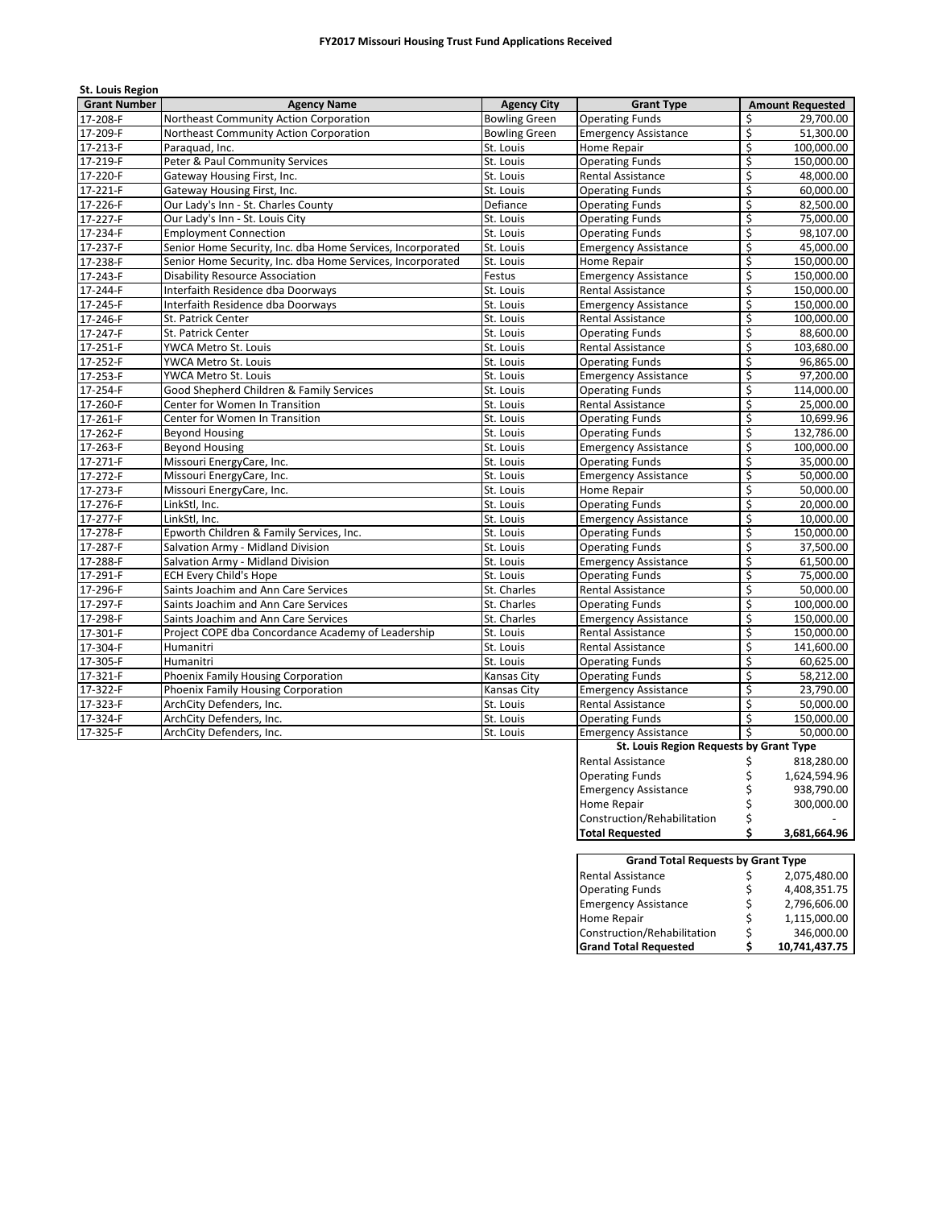**FY2017 Missouri Housing Trust Fund Applications Received**

**St. Louis Region**

| Grant Number | Agency Name | Agency City | Grant Type | Amount Requested |
|---|---|---|---|---|
| 17-208-F | Northeast Community Action Corporation | Bowling Green | Operating Funds | $ 29,700.00 |
| 17-209-F | Northeast Community Action Corporation | Bowling Green | Emergency Assistance | $ 51,300.00 |
| 17-213-F | Paraquad, Inc. | St. Louis | Home Repair | $ 100,000.00 |
| 17-219-F | Peter & Paul Community Services | St. Louis | Operating Funds | $ 150,000.00 |
| 17-220-F | Gateway Housing First, Inc. | St. Louis | Rental Assistance | $ 48,000.00 |
| 17-221-F | Gateway Housing First, Inc. | St. Louis | Operating Funds | $ 60,000.00 |
| 17-226-F | Our Lady's Inn - St. Charles County | Defiance | Operating Funds | $ 82,500.00 |
| 17-227-F | Our Lady's Inn - St. Louis City | St. Louis | Operating Funds | $ 75,000.00 |
| 17-234-F | Employment Connection | St. Louis | Operating Funds | $ 98,107.00 |
| 17-237-F | Senior Home Security, Inc. dba Home Services, Incorporated | St. Louis | Emergency Assistance | $ 45,000.00 |
| 17-238-F | Senior Home Security, Inc. dba Home Services, Incorporated | St. Louis | Home Repair | $ 150,000.00 |
| 17-243-F | Disability Resource Association | Festus | Emergency Assistance | $ 150,000.00 |
| 17-244-F | Interfaith Residence dba Doorways | St. Louis | Rental Assistance | $ 150,000.00 |
| 17-245-F | Interfaith Residence dba Doorways | St. Louis | Emergency Assistance | $ 150,000.00 |
| 17-246-F | St. Patrick Center | St. Louis | Rental Assistance | $ 100,000.00 |
| 17-247-F | St. Patrick Center | St. Louis | Operating Funds | $ 88,600.00 |
| 17-251-F | YWCA Metro St. Louis | St. Louis | Rental Assistance | $ 103,680.00 |
| 17-252-F | YWCA Metro St. Louis | St. Louis | Operating Funds | $ 96,865.00 |
| 17-253-F | YWCA Metro St. Louis | St. Louis | Emergency Assistance | $ 97,200.00 |
| 17-254-F | Good Shepherd Children & Family Services | St. Louis | Operating Funds | $ 114,000.00 |
| 17-260-F | Center for Women In Transition | St. Louis | Rental Assistance | $ 25,000.00 |
| 17-261-F | Center for Women In Transition | St. Louis | Operating Funds | $ 10,699.96 |
| 17-262-F | Beyond Housing | St. Louis | Operating Funds | $ 132,786.00 |
| 17-263-F | Beyond Housing | St. Louis | Emergency Assistance | $ 100,000.00 |
| 17-271-F | Missouri EnergyCare, Inc. | St. Louis | Operating Funds | $ 35,000.00 |
| 17-272-F | Missouri EnergyCare, Inc. | St. Louis | Emergency Assistance | $ 50,000.00 |
| 17-273-F | Missouri EnergyCare, Inc. | St. Louis | Home Repair | $ 50,000.00 |
| 17-276-F | LinkStl, Inc. | St. Louis | Operating Funds | $ 20,000.00 |
| 17-277-F | LinkStl, Inc. | St. Louis | Emergency Assistance | $ 10,000.00 |
| 17-278-F | Epworth Children & Family Services, Inc. | St. Louis | Operating Funds | $ 150,000.00 |
| 17-287-F | Salvation Army - Midland Division | St. Louis | Operating Funds | $ 37,500.00 |
| 17-288-F | Salvation Army - Midland Division | St. Louis | Emergency Assistance | $ 61,500.00 |
| 17-291-F | ECH Every Child's Hope | St. Louis | Operating Funds | $ 75,000.00 |
| 17-296-F | Saints Joachim and Ann Care Services | St. Charles | Rental Assistance | $ 50,000.00 |
| 17-297-F | Saints Joachim and Ann Care Services | St. Charles | Operating Funds | $ 100,000.00 |
| 17-298-F | Saints Joachim and Ann Care Services | St. Charles | Emergency Assistance | $ 150,000.00 |
| 17-301-F | Project COPE dba Concordance Academy of Leadership | St. Louis | Rental Assistance | $ 150,000.00 |
| 17-304-F | Humanitri | St. Louis | Rental Assistance | $ 141,600.00 |
| 17-305-F | Humanitri | St. Louis | Operating Funds | $ 60,625.00 |
| 17-321-F | Phoenix Family Housing Corporation | Kansas City | Operating Funds | $ 58,212.00 |
| 17-322-F | Phoenix Family Housing Corporation | Kansas City | Emergency Assistance | $ 23,790.00 |
| 17-323-F | ArchCity Defenders, Inc. | St. Louis | Rental Assistance | $ 50,000.00 |
| 17-324-F | ArchCity Defenders, Inc. | St. Louis | Operating Funds | $ 150,000.00 |
| 17-325-F | ArchCity Defenders, Inc. | St. Louis | Emergency Assistance | $ 50,000.00 |

| St. Louis Region Requests by Grant Type | |
|---|---|
| Rental Assistance | $ 818,280.00 |
| Operating Funds | $ 1,624,594.96 |
| Emergency Assistance | $ 938,790.00 |
| Home Repair | $ 300,000.00 |
| Construction/Rehabilitation | $ - |
| **Total Requested** | **$ 3,681,664.96** |

| Grand Total Requests by Grant Type | |
|---|---|
| Rental Assistance | $ 2,075,480.00 |
| Operating Funds | $ 4,408,351.75 |
| Emergency Assistance | $ 2,796,606.00 |
| Home Repair | $ 1,115,000.00 |
| Construction/Rehabilitation | $ 346,000.00 |
| **Grand Total Requested** | **$ 10,741,437.75** |